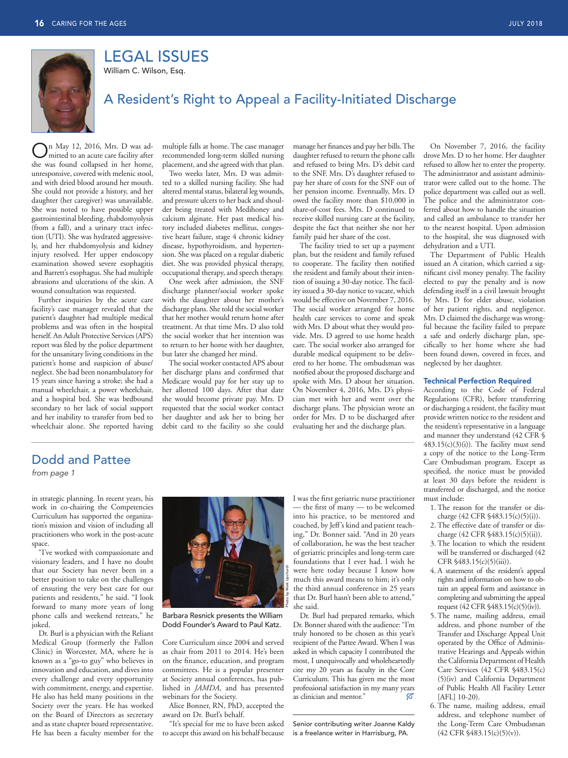# LEGAL ISSUES

William C. Wilson, Esq.

## A Resident's Right to Appeal a Facility-Initiated Discharge

On May 12, 2016, Mrs. D was admitted to an acute care facility after she was found collapsed in her home, unresponsive, covered with melenic stool, and with dried blood around her mouth. She could not provide a history, and her daughter (her caregiver) was unavailable. She was noted to have possible upper gastrointestinal bleeding, rhabdomyolysis (from a fall), and a urinary tract infection (UTI). She was hydrated aggressively, and her rhabdomyolysis and kidney injury resolved. Her upper endoscopy examination showed severe esophagitis and Barrett's esophagus. She had multiple abrasions and ulcerations of the skin. A wound consultation was requested.

Further inquiries by the acute care facility's case manager revealed that the patient's daughter had multiple medical problems and was often in the hospital herself. An Adult Protective Services (APS) report was filed by the police department for the unsanitary living conditions in the patient's home and suspicion of abuse/neglect. She had been nonambulatory for 15 years since having a stroke; she had a manual wheelchair, a power wheelchair, and a hospital bed. She was bedbound secondary to her lack of social support and her inability to transfer from bed to wheelchair alone. She reported having multiple falls at home. The case manager recommended long-term skilled nursing placement, and she agreed with that plan.

Two weeks later, Mrs. D was admitted to a skilled nursing facility. She had altered mental status, bilateral leg wounds, and pressure ulcers to her back and shoulder being treated with Medihoney and calcium alginate. Her past medical history included diabetes mellitus, congestive heart failure, stage 4 chronic kidney disease, hypothyroidism, and hypertension. She was placed on a regular diabetic diet. She was provided physical therapy, occupational therapy, and speech therapy.

One week after admission, the SNF discharge planner/social worker spoke with the daughter about her mother's discharge plans. She told the social worker that her mother would return home after treatment. At that time Mrs. D also told the social worker that her intention was to return to her home with her daughter, but later she changed her mind.

The social worker contacted APS about her discharge plans and confirmed that Medicare would pay for her stay up to her allotted 100 days. After that date she would become private pay. Mrs. D requested that the social worker contact her daughter and ask her to bring her debit card to the facility so she could manage her finances and pay her bills. The daughter refused to return the phone calls and refused to bring Mrs. D's debit card to the SNF. Mrs. D's daughter refused to pay her share of costs for the SNF out of her pension income. Eventually, Mrs. D owed the facility more than $10,000 in share-of-cost fees. Mrs. D continued to receive skilled nursing care at the facility, despite the fact that neither she nor her family paid her share of the cost.

The facility tried to set up a payment plan, but the resident and family refused to cooperate. The facility then notified the resident and family about their intention of issuing a 30-day notice. The facility issued a 30-day notice to vacate, which would be effective on November 7, 2016. The social worker arranged for home health care services to come and speak with Mrs. D about what they would provide. Mrs. D agreed to use home health care. The social worker also arranged for durable medical equipment to be delivered to her home. The ombudsman was notified about the proposed discharge and spoke with Mrs. D about her situation. On November 4, 2016, Mrs. D's physician met with her and went over the discharge plans. The physician wrote an order for Mrs. D to be discharged after evaluating her and the discharge plan.

On November 7, 2016, the facility drove Mrs. D to her home. Her daughter refused to allow her to enter the property. The administrator and assistant administrator were called out to the home. The police department was called out as well. The police and the administrator conferred about how to handle the situation and called an ambulance to transfer her to the nearest hospital. Upon admission to the hospital, she was diagnosed with dehydration and a UTI.

The Department of Public Health issued an A citation, which carried a significant civil money penalty. The facility elected to pay the penalty and is now defending itself in a civil lawsuit brought by Mrs. D for elder abuse, violation of her patient rights, and negligence. Mrs. D claimed the discharge was wrongful because the facility failed to prepare a safe and orderly discharge plan, specifically to her home where she had been found down, covered in feces, and neglected by her daughter.

### Technical Perfection Required

According to the Code of Federal Regulations (CFR), before transferring or discharging a resident, the facility must provide written notice to the resident and the resident's representative in a language and manner they understand (42 CFR § 483.15(c)(3)(i)). The facility must send a copy of the notice to the Long-Term Care Ombudsman program. Except as specified, the notice must be provided at least 30 days before the resident is transferred or discharged, and the notice must include:

1. The reason for the transfer or discharge (42 CFR §483.15(c)(5)(i)).
2. The effective date of transfer or discharge (42 CFR §483.15(c)(5)(ii)).
3. The location to which the resident will be transferred or discharged (42 CFR §483.15(c)(5)(iii)).
4. A statement of the resident's appeal rights and information on how to obtain an appeal form and assistance in completing and submitting the appeal request (42 CFR §483.15(c)(5)(iv)).
5. The name, mailing address, email address, and phone number of the Transfer and Discharge Appeal Unit operated by the Office of Administrative Hearings and Appeals within the California Department of Health Care Services (42 CFR §483.15(c)(5)(iv) and California Department of Public Health All Facility Letter [AFL] 10-20).
6. The name, mailing address, email address, and telephone number of the Long-Term Care Ombudsman (42 CFR §483.15(c)(5)(v)).

## Dodd and Pattee

*from page 1*

in strategic planning. In recent years, his work in co-chairing the Competencies Curriculum has supported the organization's mission and vision of including all practitioners who work in the post-acute space.

"I've worked with compassionate and visionary leaders, and I have no doubt that our Society has never been in a better position to take on the challenges of ensuring the very best care for our patients and residents," he said. "I look forward to many more years of long phone calls and weekend retreats," he joked.

Dr. Burl is a physician with the Reliant Medical Group (formerly the Fallon Clinic) in Worcester, MA, where he is known as a "go-to guy" who believes in innovation and education, and dives into every challenge and every opportunity with commitment, energy, and expertise. He also has held many positions in the Society over the years. He has worked on the Board of Directors as secretary and as state chapter board representative. He has been a faculty member for the Core Curriculum since 2004 and served as chair from 2011 to 2014. He's been on the finance, education, and program committees. He is a popular presenter at Society annual conferences, has published in *JAMDA*, and has presented webinars for the Society.

Photo by Mark Upchurch

Barbara Resnick presents the William Dodd Founder's Award to Paul Katz.

Alice Bonner, RN, PhD, accepted the award on Dr. Burl's behalf.

"It's special for me to have been asked to accept this award on his behalf because I was the first geriatric nurse practitioner — the first of many — to be welcomed into his practice, to be mentored and coached, by Jeff's kind and patient teaching," Dr. Bonner said. "And in 20 years of collaboration, he was the best teacher of geriatric principles and long-term care foundations that I ever had. I wish he were here today because I know how much this award means to him; it's only the third annual conference in 25 years that Dr. Burl hasn't been able to attend," she said.

Dr. Burl had prepared remarks, which Dr. Bonner shared with the audience: "I'm truly honored to be chosen as this year's recipient of the Pattee Award. When I was asked in which capacity I contributed the most, I unequivocally and wholeheartedly cite my 20 years as faculty in the Core Curriculum. This has given me the most professional satisfaction in my many years as clinician and mentor."

Senior contributing writer Joanne Kaldy is a freelance writer in Harrisburg, PA.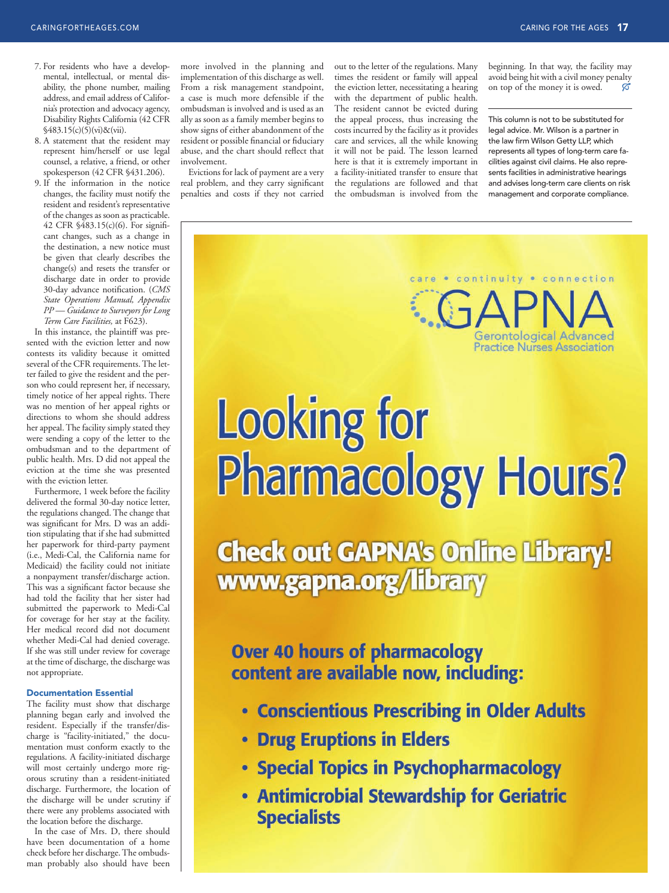7. For residents who have a developmental, intellectual, or mental disability, the phone number, mailing address, and email address of California's protection and advocacy agency, Disability Rights California (42 CFR §483.15(c)(5)(vi)&(vii).
8. A statement that the resident may represent him/herself or use legal counsel, a relative, a friend, or other spokesperson (42 CFR §431.206).
9. If the information in the notice changes, the facility must notify the resident and resident's representative of the changes as soon as practicable. 42 CFR §483.15(c)(6). For significant changes, such as a change in the destination, a new notice must be given that clearly describes the change(s) and resets the transfer or discharge date in order to provide 30-day advance notification. (*CMS State Operations Manual, Appendix PP — Guidance to Surveyors for Long Term Care Facilities,* at F623).

In this instance, the plaintiff was presented with the eviction letter and now contests its validity because it omitted several of the CFR requirements. The letter failed to give the resident and the person who could represent her, if necessary, timely notice of her appeal rights. There was no mention of her appeal rights or directions to whom she should address her appeal. The facility simply stated they were sending a copy of the letter to the ombudsman and to the department of public health. Mrs. D did not appeal the eviction at the time she was presented with the eviction letter.

Furthermore, 1 week before the facility delivered the formal 30-day notice letter, the regulations changed. The change that was significant for Mrs. D was an addition stipulating that if she had submitted her paperwork for third-party payment (i.e., Medi-Cal, the California name for Medicaid) the facility could not initiate a nonpayment transfer/discharge action. This was a significant factor because she had told the facility that her sister had submitted the paperwork to Medi-Cal for coverage for her stay at the facility. Her medical record did not document whether Medi-Cal had denied coverage. If she was still under review for coverage at the time of discharge, the discharge was not appropriate.

### Documentation Essential

The facility must show that discharge planning began early and involved the resident. Especially if the transfer/discharge is "facility-initiated," the documentation must conform exactly to the regulations. A facility-initiated discharge will most certainly undergo more rigorous scrutiny than a resident-initiated discharge. Furthermore, the location of the discharge will be under scrutiny if there were any problems associated with the location before the discharge.

In the case of Mrs. D, there should have been documentation of a home check before her discharge. The ombudsman probably also should have been more involved in the planning and implementation of this discharge as well. From a risk management standpoint, a case is much more defensible if the ombudsman is involved and is used as an ally as soon as a family member begins to show signs of either abandonment of the resident or possible financial or fiduciary abuse, and the chart should reflect that involvement.

Evictions for lack of payment are a very real problem, and they carry significant penalties and costs if they not carried out to the letter of the regulations. Many times the resident or family will appeal the eviction letter, necessitating a hearing with the department of public health. The resident cannot be evicted during the appeal process, thus increasing the costs incurred by the facility as it provides care and services, all the while knowing it will not be paid. The lesson learned here is that it is extremely important in a facility-initiated transfer to ensure that the regulations are followed and that the ombudsman is involved from the beginning. In that way, the facility may avoid being hit with a civil money penalty on top of the money it is owed.

This column is not to be substituted for legal advice. Mr. Wilson is a partner in the law firm Wilson Getty LLP, which represents all types of long-term care facilities against civil claims. He also represents facilities in administrative hearings and advises long-term care clients on risk management and corporate compliance.

care • continuity • connection

GAPNA
Gerontological Advanced Practice Nurses Association

# Looking for Pharmacology Hours?

## Check out GAPNA's Online Library! www.gapna.org/library

**Over 40 hours of pharmacology content are available now, including:**

- **Conscientious Prescribing in Older Adults**
- **Drug Eruptions in Elders**
- **Special Topics in Psychopharmacology**
- **Antimicrobial Stewardship for Geriatric Specialists**